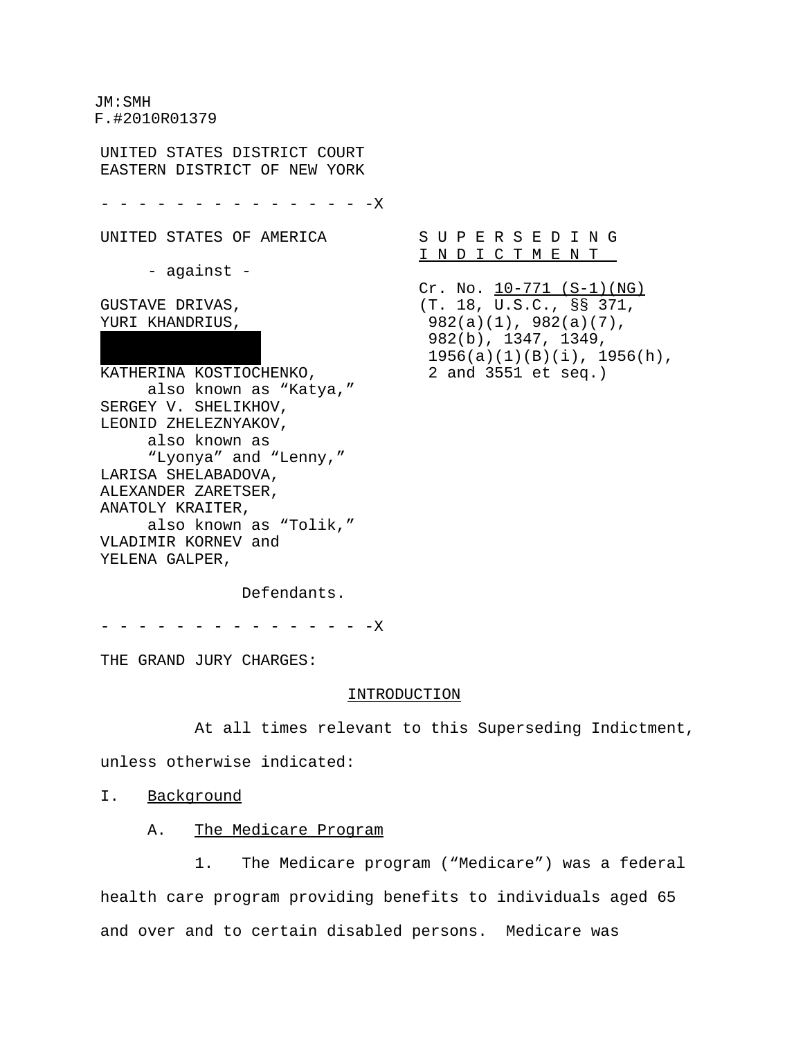JM:SMH
F.#2010R01379

UNITED STATES DISTRICT COURT
EASTERN DISTRICT OF NEW YORK

- - - - - - - - - - - - - - -X

UNITED STATES OF AMERICA

- against -

GUSTAVE DRIVAS,
YURI KHANDRIUS,
█████████████████
KATHERINA KOSTIOCHENKO,
also known as "Katya,"
SERGEY V. SHELIKHOV,
LEONID ZHELEZNYAKOV,
also known as
"Lyonya" and "Lenny,"
LARISA SHELABADOVA,
ALEXANDER ZARETSER,
ANATOLY KRAITER,
also known as "Tolik,"
VLADIMIR KORNEV and
YELENA GALPER,

Defendants.

- - - - - - - - - - - - - - -X

S U P E R S E D I N G
I N D I C T M E N T

Cr. No. 10-771 (S-1)(NG)
(T. 18, U.S.C., §§ 371, 982(a)(1), 982(a)(7), 982(b), 1347, 1349, 1956(a)(1)(B)(i), 1956(h), 2 and 3551 et seq.)

THE GRAND JURY CHARGES:

## INTRODUCTION

At all times relevant to this Superseding Indictment, unless otherwise indicated:

### I. Background

#### A. The Medicare Program

1. The Medicare program ("Medicare") was a federal health care program providing benefits to individuals aged 65 and over and to certain disabled persons. Medicare was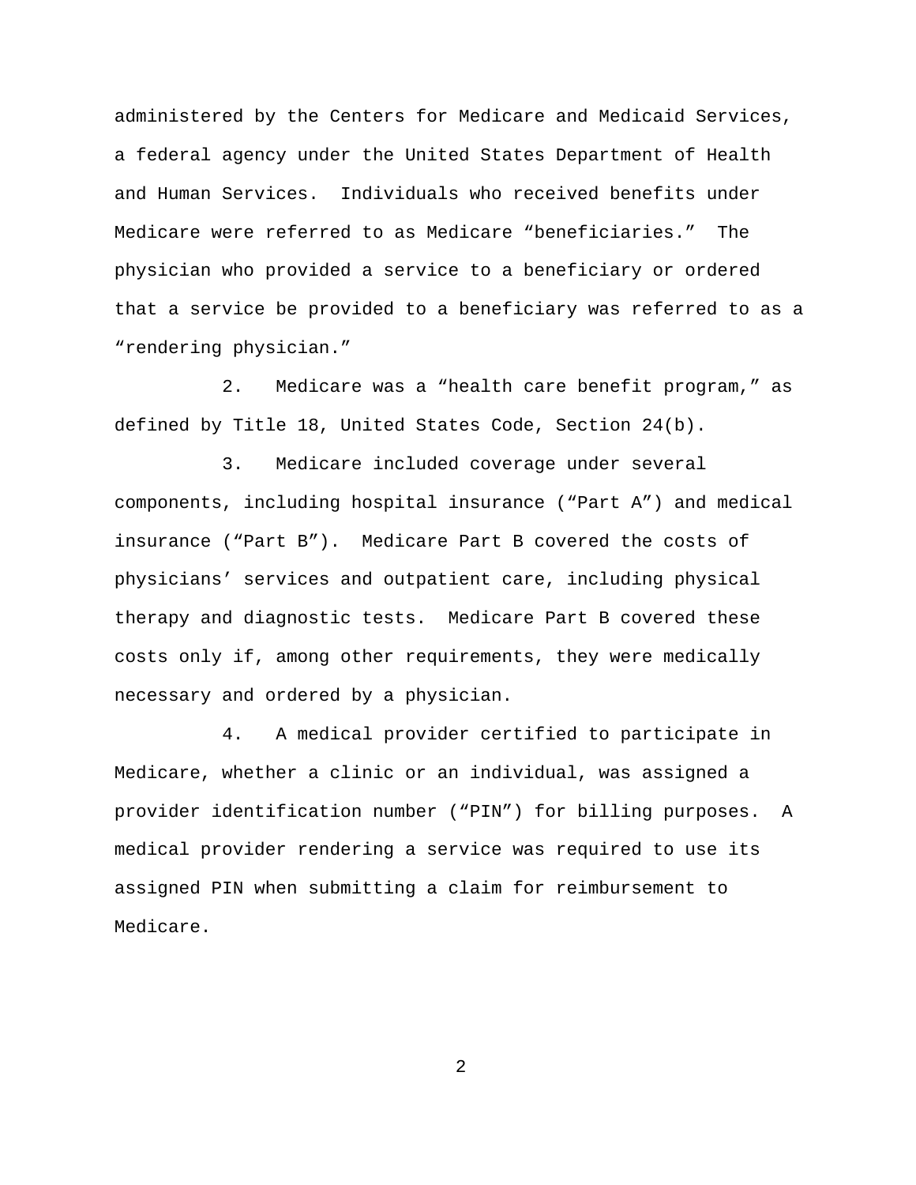administered by the Centers for Medicare and Medicaid Services, a federal agency under the United States Department of Health and Human Services. Individuals who received benefits under Medicare were referred to as Medicare "beneficiaries." The physician who provided a service to a beneficiary or ordered that a service be provided to a beneficiary was referred to as a "rendering physician."

2. Medicare was a "health care benefit program," as defined by Title 18, United States Code, Section 24(b).

3. Medicare included coverage under several components, including hospital insurance ("Part A") and medical insurance ("Part B"). Medicare Part B covered the costs of physicians' services and outpatient care, including physical therapy and diagnostic tests. Medicare Part B covered these costs only if, among other requirements, they were medically necessary and ordered by a physician.

4. A medical provider certified to participate in Medicare, whether a clinic or an individual, was assigned a provider identification number ("PIN") for billing purposes. A medical provider rendering a service was required to use its assigned PIN when submitting a claim for reimbursement to Medicare.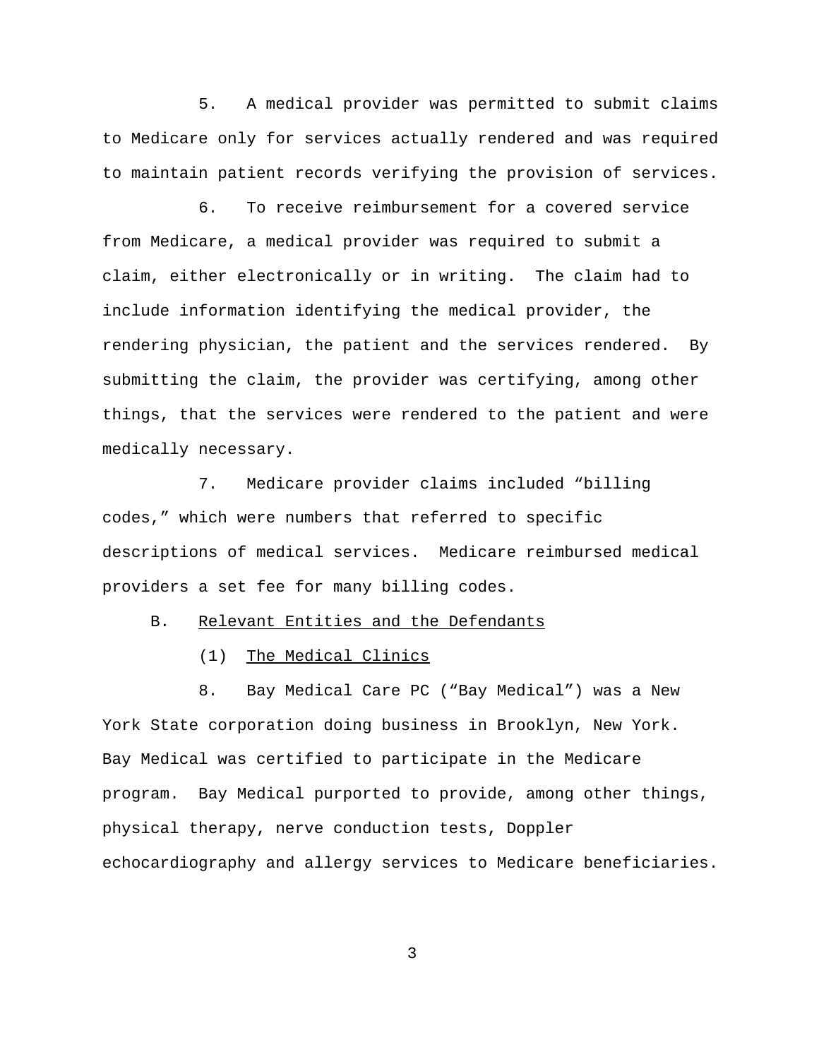5. A medical provider was permitted to submit claims to Medicare only for services actually rendered and was required to maintain patient records verifying the provision of services.

6. To receive reimbursement for a covered service from Medicare, a medical provider was required to submit a claim, either electronically or in writing. The claim had to include information identifying the medical provider, the rendering physician, the patient and the services rendered. By submitting the claim, the provider was certifying, among other things, that the services were rendered to the patient and were medically necessary.

7. Medicare provider claims included "billing codes," which were numbers that referred to specific descriptions of medical services. Medicare reimbursed medical providers a set fee for many billing codes.

B. Relevant Entities and the Defendants

(1) The Medical Clinics

8. Bay Medical Care PC ("Bay Medical") was a New York State corporation doing business in Brooklyn, New York. Bay Medical was certified to participate in the Medicare program. Bay Medical purported to provide, among other things, physical therapy, nerve conduction tests, Doppler echocardiography and allergy services to Medicare beneficiaries.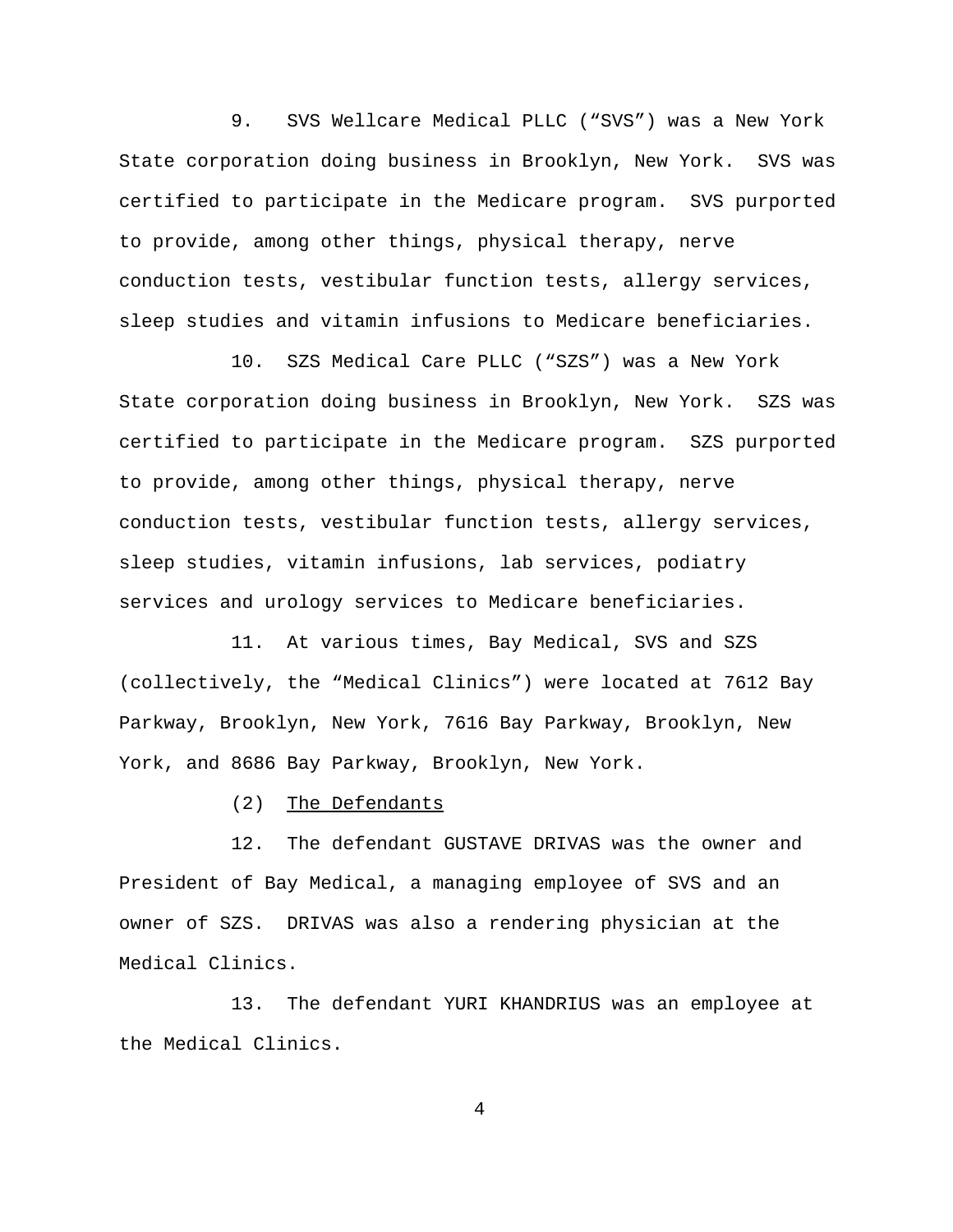9. SVS Wellcare Medical PLLC ("SVS") was a New York State corporation doing business in Brooklyn, New York. SVS was certified to participate in the Medicare program. SVS purported to provide, among other things, physical therapy, nerve conduction tests, vestibular function tests, allergy services, sleep studies and vitamin infusions to Medicare beneficiaries.

10. SZS Medical Care PLLC ("SZS") was a New York State corporation doing business in Brooklyn, New York. SZS was certified to participate in the Medicare program. SZS purported to provide, among other things, physical therapy, nerve conduction tests, vestibular function tests, allergy services, sleep studies, vitamin infusions, lab services, podiatry services and urology services to Medicare beneficiaries.

11. At various times, Bay Medical, SVS and SZS (collectively, the "Medical Clinics") were located at 7612 Bay Parkway, Brooklyn, New York, 7616 Bay Parkway, Brooklyn, New York, and 8686 Bay Parkway, Brooklyn, New York.

(2) <u>The Defendants</u>

12. The defendant GUSTAVE DRIVAS was the owner and President of Bay Medical, a managing employee of SVS and an owner of SZS. DRIVAS was also a rendering physician at the Medical Clinics.

13. The defendant YURI KHANDRIUS was an employee at the Medical Clinics.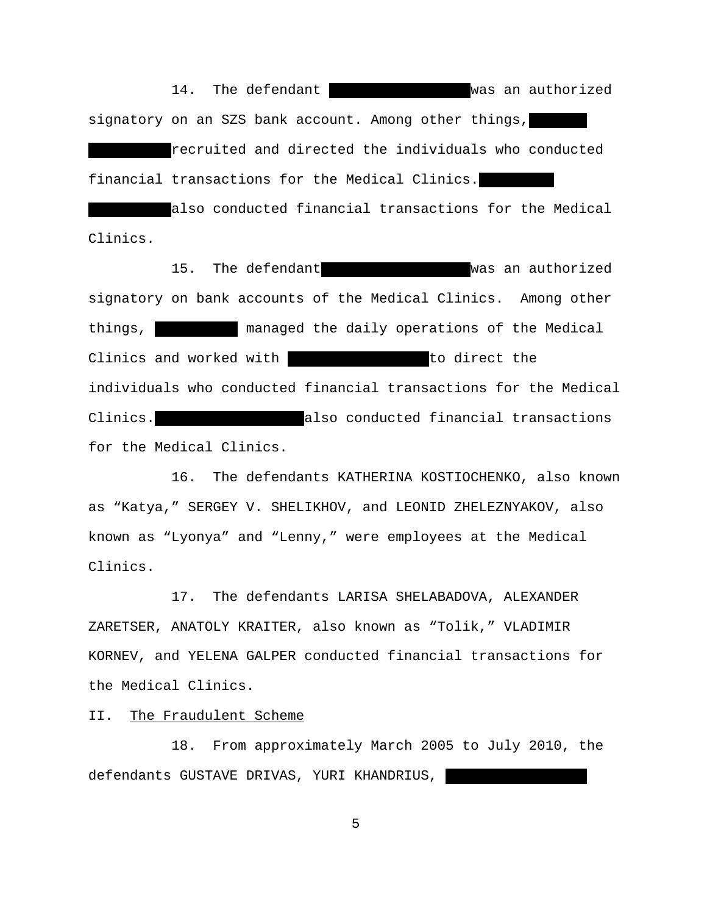14. The defendant ██████████ was an authorized signatory on an SZS bank account. Among other things, ██████████ recruited and directed the individuals who conducted financial transactions for the Medical Clinics. ██████████ also conducted financial transactions for the Medical Clinics.

15. The defendant ██████████ was an authorized signatory on bank accounts of the Medical Clinics. Among other things, ██████████ managed the daily operations of the Medical Clinics and worked with ██████████ to direct the individuals who conducted financial transactions for the Medical Clinics. ██████████ also conducted financial transactions for the Medical Clinics.

16. The defendants KATHERINA KOSTIOCHENKO, also known as "Katya," SERGEY V. SHELIKHOV, and LEONID ZHELEZNYAKOV, also known as "Lyonya" and "Lenny," were employees at the Medical Clinics.

17. The defendants LARISA SHELABADOVA, ALEXANDER ZARETSER, ANATOLY KRAITER, also known as "Tolik," VLADIMIR KORNEV, and YELENA GALPER conducted financial transactions for the Medical Clinics.

II. The Fraudulent Scheme

18. From approximately March 2005 to July 2010, the defendants GUSTAVE DRIVAS, YURI KHANDRIUS, ██████████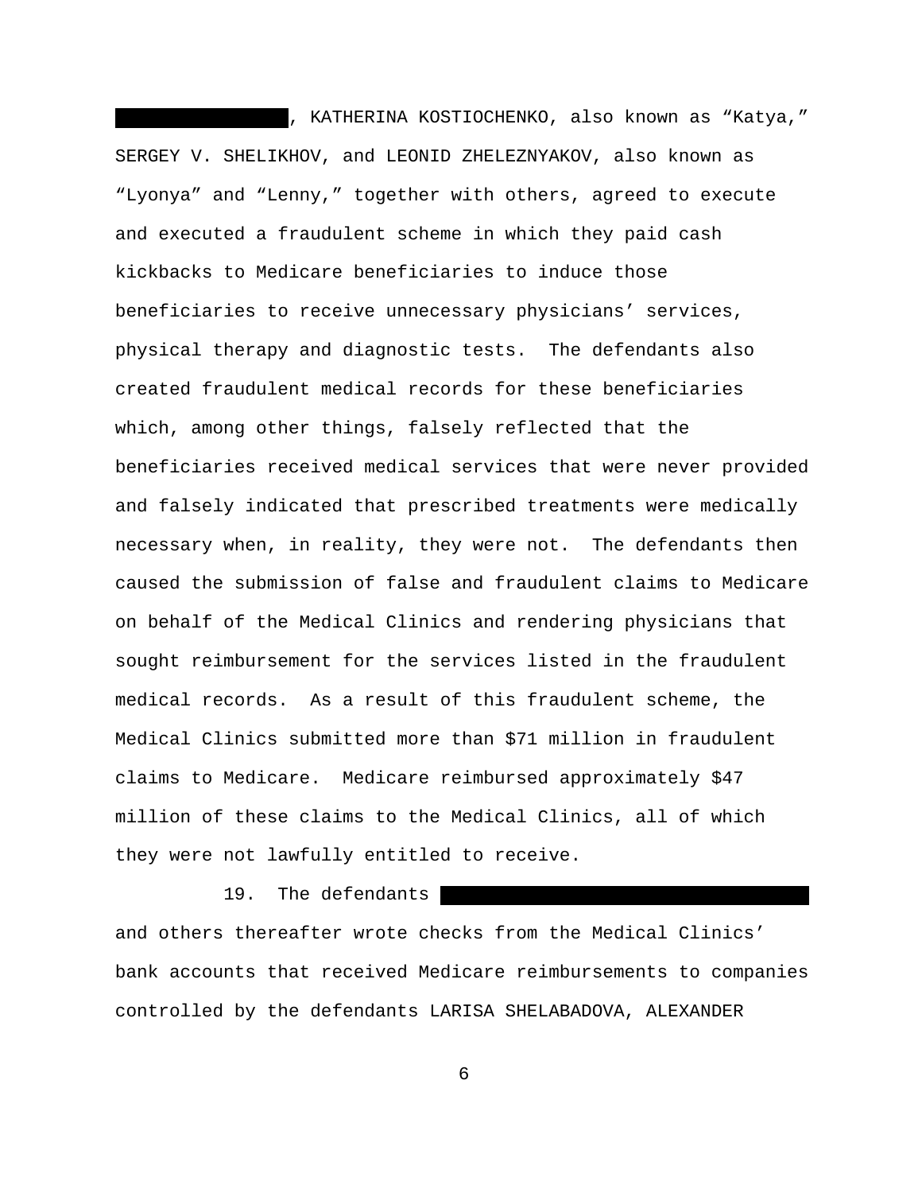██████████, KATHERINA KOSTIOCHENKO, also known as "Katya," SERGEY V. SHELIKHOV, and LEONID ZHELEZNYAKOV, also known as "Lyonya" and "Lenny," together with others, agreed to execute and executed a fraudulent scheme in which they paid cash kickbacks to Medicare beneficiaries to induce those beneficiaries to receive unnecessary physicians' services, physical therapy and diagnostic tests. The defendants also created fraudulent medical records for these beneficiaries which, among other things, falsely reflected that the beneficiaries received medical services that were never provided and falsely indicated that prescribed treatments were medically necessary when, in reality, they were not. The defendants then caused the submission of false and fraudulent claims to Medicare on behalf of the Medical Clinics and rendering physicians that sought reimbursement for the services listed in the fraudulent medical records. As a result of this fraudulent scheme, the Medical Clinics submitted more than $71 million in fraudulent claims to Medicare. Medicare reimbursed approximately $47 million of these claims to the Medical Clinics, all of which they were not lawfully entitled to receive.

19. The defendants ██████████████████████ and others thereafter wrote checks from the Medical Clinics' bank accounts that received Medicare reimbursements to companies controlled by the defendants LARISA SHELABADOVA, ALEXANDER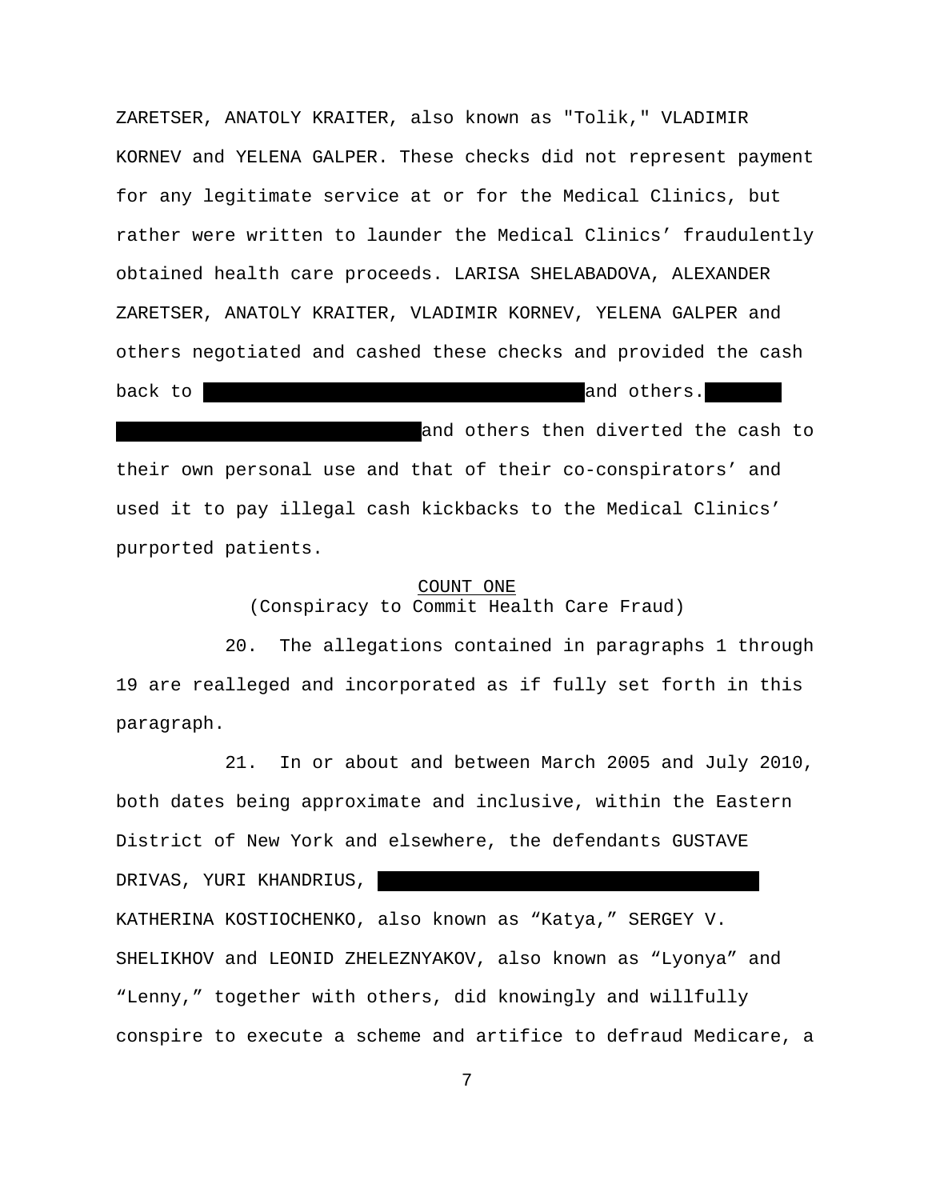ZARETSER, ANATOLY KRAITER, also known as "Tolik," VLADIMIR KORNEV and YELENA GALPER. These checks did not represent payment for any legitimate service at or for the Medical Clinics, but rather were written to launder the Medical Clinics' fraudulently obtained health care proceeds. LARISA SHELABADOVA, ALEXANDER ZARETSER, ANATOLY KRAITER, VLADIMIR KORNEV, YELENA GALPER and others negotiated and cashed these checks and provided the cash back to [REDACTED] and others. [REDACTED] and others then diverted the cash to their own personal use and that of their co-conspirators' and used it to pay illegal cash kickbacks to the Medical Clinics' purported patients.

## COUNT ONE
(Conspiracy to Commit Health Care Fraud)

20. The allegations contained in paragraphs 1 through 19 are realleged and incorporated as if fully set forth in this paragraph.

21. In or about and between March 2005 and July 2010, both dates being approximate and inclusive, within the Eastern District of New York and elsewhere, the defendants GUSTAVE DRIVAS, YURI KHANDRIUS, [REDACTED] KATHERINA KOSTIOCHENKO, also known as "Katya," SERGEY V. SHELIKHOV and LEONID ZHELEZNYAKOV, also known as "Lyonya" and "Lenny," together with others, did knowingly and willfully conspire to execute a scheme and artifice to defraud Medicare, a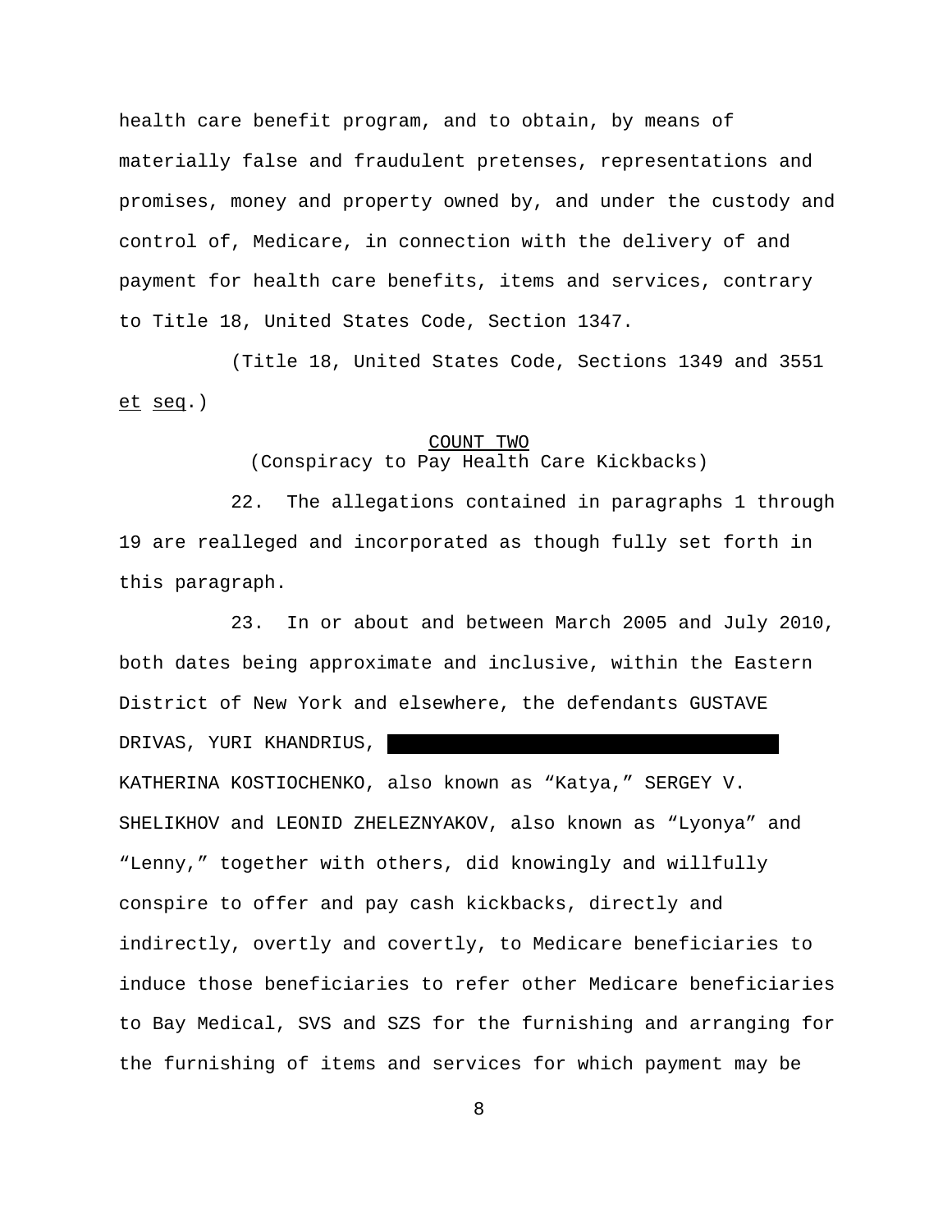health care benefit program, and to obtain, by means of materially false and fraudulent pretenses, representations and promises, money and property owned by, and under the custody and control of, Medicare, in connection with the delivery of and payment for health care benefits, items and services, contrary to Title 18, United States Code, Section 1347.

(Title 18, United States Code, Sections 1349 and 3551 et seq.)

<u>COUNT TWO</u>
(Conspiracy to Pay Health Care Kickbacks)

22. The allegations contained in paragraphs 1 through 19 are realleged and incorporated as though fully set forth in this paragraph.

23. In or about and between March 2005 and July 2010, both dates being approximate and inclusive, within the Eastern District of New York and elsewhere, the defendants GUSTAVE DRIVAS, YURI KHANDRIUS, [REDACTED] KATHERINA KOSTIOCHENKO, also known as "Katya," SERGEY V. SHELIKHOV and LEONID ZHELEZNYAKOV, also known as "Lyonya" and "Lenny," together with others, did knowingly and willfully conspire to offer and pay cash kickbacks, directly and indirectly, overtly and covertly, to Medicare beneficiaries to induce those beneficiaries to refer other Medicare beneficiaries to Bay Medical, SVS and SZS for the furnishing and arranging for the furnishing of items and services for which payment may be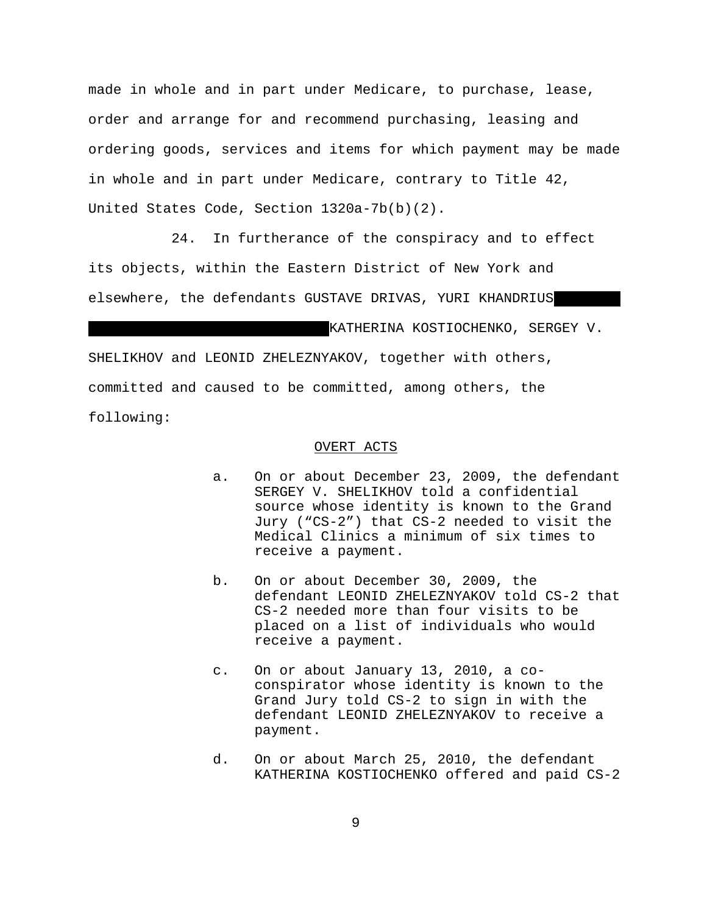made in whole and in part under Medicare, to purchase, lease, order and arrange for and recommend purchasing, leasing and ordering goods, services and items for which payment may be made in whole and in part under Medicare, contrary to Title 42, United States Code, Section 1320a-7b(b)(2).

24. In furtherance of the conspiracy and to effect its objects, within the Eastern District of New York and elsewhere, the defendants GUSTAVE DRIVAS, YURI KHANDRIUS [REDACTED] KATHERINA KOSTIOCHENKO, SERGEY V. SHELIKHOV and LEONID ZHELEZNYAKOV, together with others, committed and caused to be committed, among others, the following:

OVERT ACTS

a. On or about December 23, 2009, the defendant SERGEY V. SHELIKHOV told a confidential source whose identity is known to the Grand Jury ("CS-2") that CS-2 needed to visit the Medical Clinics a minimum of six times to receive a payment.

b. On or about December 30, 2009, the defendant LEONID ZHELEZNYAKOV told CS-2 that CS-2 needed more than four visits to be placed on a list of individuals who would receive a payment.

c. On or about January 13, 2010, a co-conspirator whose identity is known to the Grand Jury told CS-2 to sign in with the defendant LEONID ZHELEZNYAKOV to receive a payment.

d. On or about March 25, 2010, the defendant KATHERINA KOSTIOCHENKO offered and paid CS-2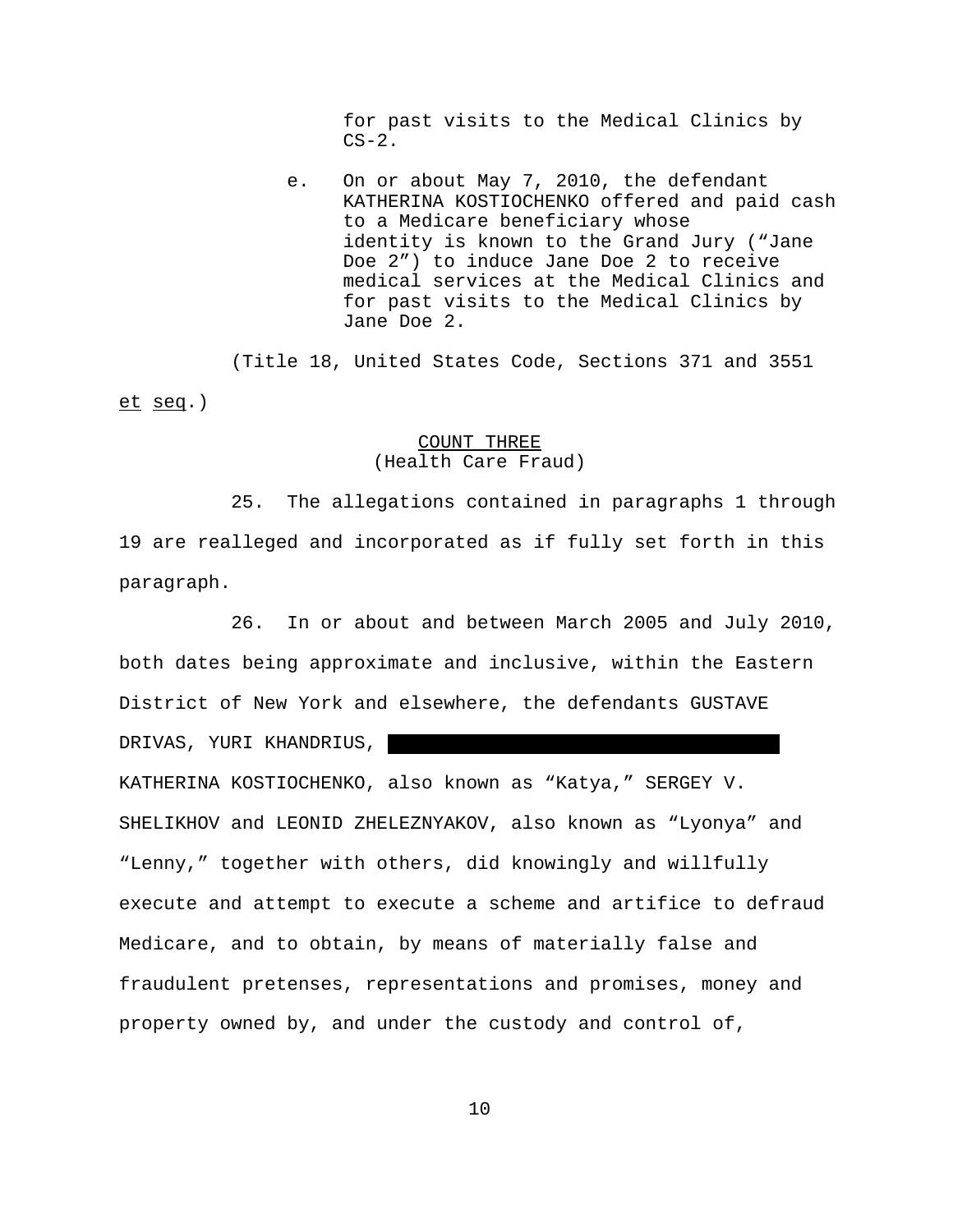for past visits to the Medical Clinics by CS-2.

e. On or about May 7, 2010, the defendant KATHERINA KOSTIOCHENKO offered and paid cash to a Medicare beneficiary whose identity is known to the Grand Jury ("Jane Doe 2") to induce Jane Doe 2 to receive medical services at the Medical Clinics and for past visits to the Medical Clinics by Jane Doe 2.

(Title 18, United States Code, Sections 371 and 3551 et seq.)

COUNT THREE
(Health Care Fraud)

25. The allegations contained in paragraphs 1 through 19 are realleged and incorporated as if fully set forth in this paragraph.

26. In or about and between March 2005 and July 2010, both dates being approximate and inclusive, within the Eastern District of New York and elsewhere, the defendants GUSTAVE DRIVAS, YURI KHANDRIUS, [REDACTED] KATHERINA KOSTIOCHENKO, also known as "Katya," SERGEY V. SHELIKHOV and LEONID ZHELEZNYAKOV, also known as "Lyonya" and "Lenny," together with others, did knowingly and willfully execute and attempt to execute a scheme and artifice to defraud Medicare, and to obtain, by means of materially false and fraudulent pretenses, representations and promises, money and property owned by, and under the custody and control of,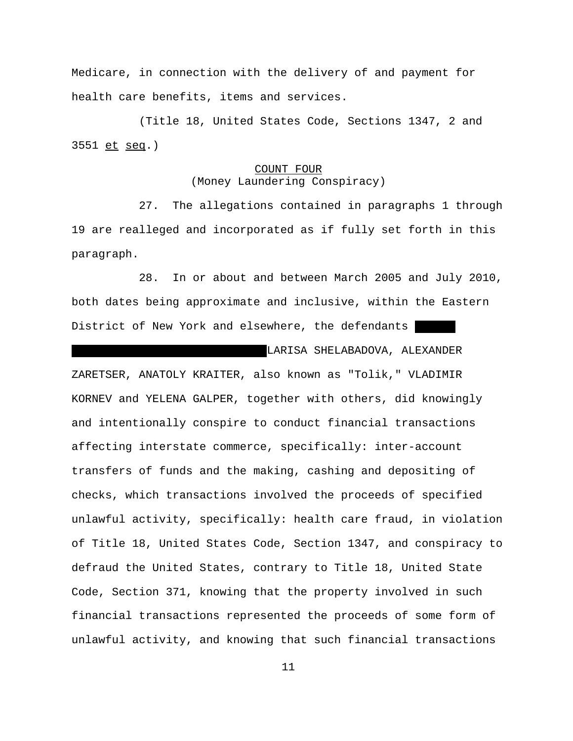Medicare, in connection with the delivery of and payment for health care benefits, items and services.

(Title 18, United States Code, Sections 1347, 2 and 3551 et seq.)

COUNT FOUR
(Money Laundering Conspiracy)

27. The allegations contained in paragraphs 1 through 19 are realleged and incorporated as if fully set forth in this paragraph.

28. In or about and between March 2005 and July 2010, both dates being approximate and inclusive, within the Eastern District of New York and elsewhere, the defendants LARISA SHELABADOVA, ALEXANDER ZARETSER, ANATOLY KRAITER, also known as "Tolik," VLADIMIR KORNEV and YELENA GALPER, together with others, did knowingly and intentionally conspire to conduct financial transactions affecting interstate commerce, specifically: inter-account transfers of funds and the making, cashing and depositing of checks, which transactions involved the proceeds of specified unlawful activity, specifically: health care fraud, in violation of Title 18, United States Code, Section 1347, and conspiracy to defraud the United States, contrary to Title 18, United State Code, Section 371, knowing that the property involved in such financial transactions represented the proceeds of some form of unlawful activity, and knowing that such financial transactions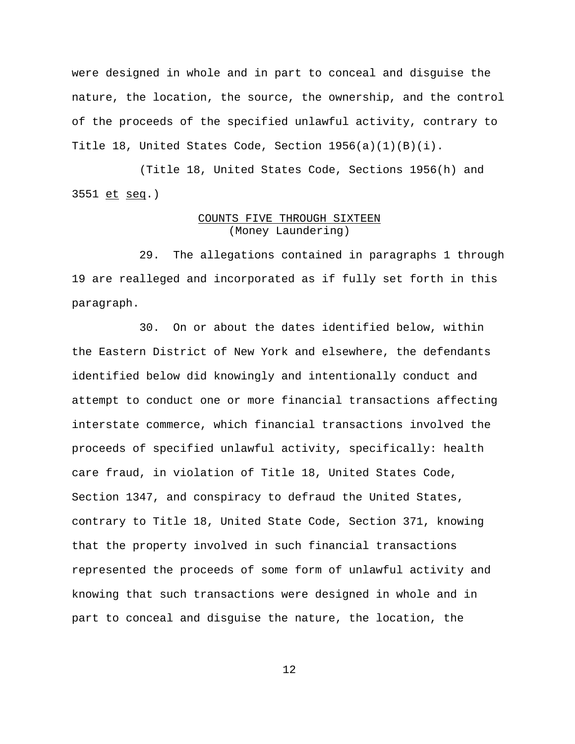were designed in whole and in part to conceal and disguise the nature, the location, the source, the ownership, and the control of the proceeds of the specified unlawful activity, contrary to Title 18, United States Code, Section 1956(a)(1)(B)(i).

(Title 18, United States Code, Sections 1956(h) and 3551 et seq.)

## COUNTS FIVE THROUGH SIXTEEN
(Money Laundering)

29. The allegations contained in paragraphs 1 through 19 are realleged and incorporated as if fully set forth in this paragraph.

30. On or about the dates identified below, within the Eastern District of New York and elsewhere, the defendants identified below did knowingly and intentionally conduct and attempt to conduct one or more financial transactions affecting interstate commerce, which financial transactions involved the proceeds of specified unlawful activity, specifically: health care fraud, in violation of Title 18, United States Code, Section 1347, and conspiracy to defraud the United States, contrary to Title 18, United State Code, Section 371, knowing that the property involved in such financial transactions represented the proceeds of some form of unlawful activity and knowing that such transactions were designed in whole and in part to conceal and disguise the nature, the location, the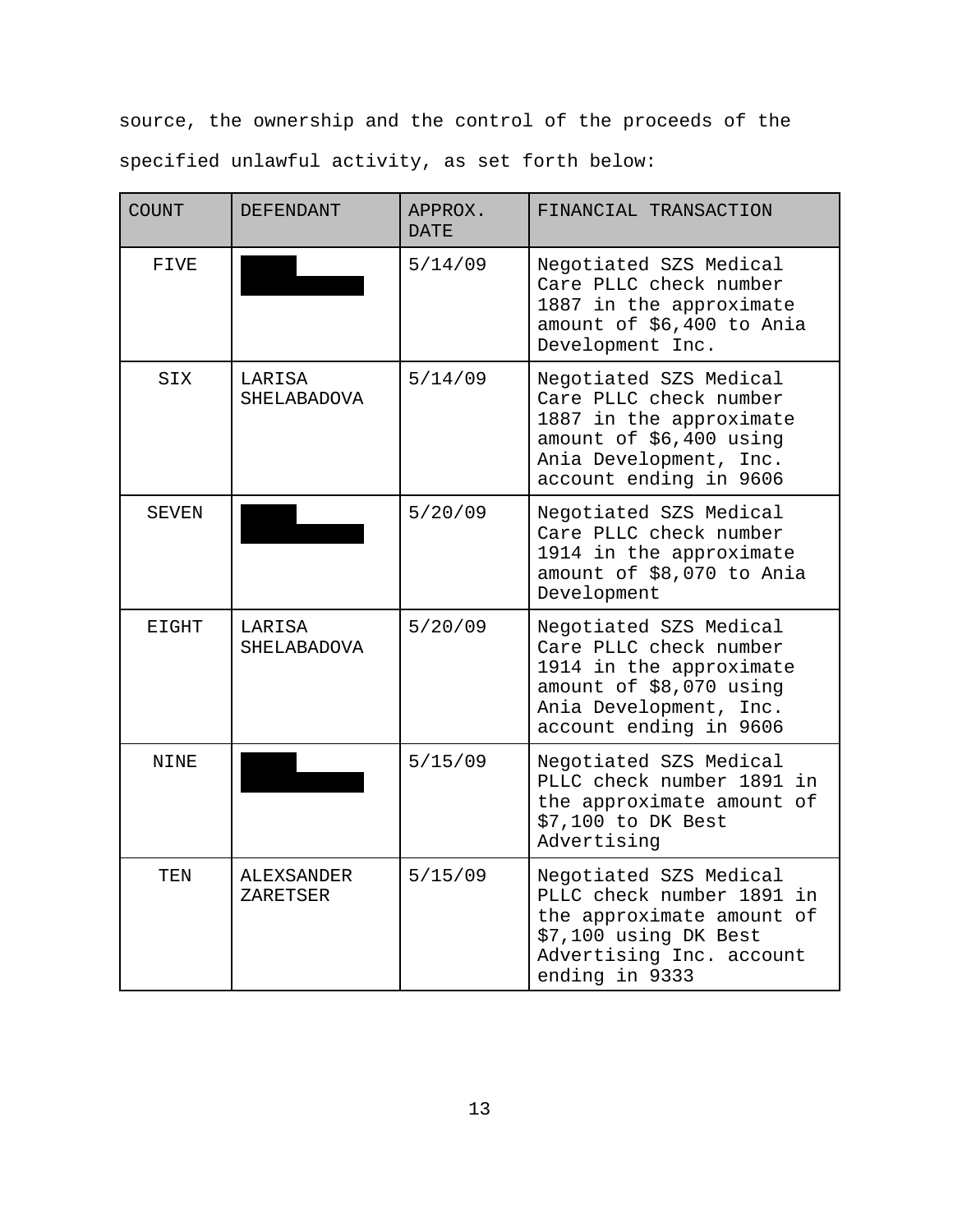source, the ownership and the control of the proceeds of the specified unlawful activity, as set forth below:

| COUNT | DEFENDANT | APPROX. DATE | FINANCIAL TRANSACTION |
|---|---|---|---|
| FIVE | | 5/14/09 | Negotiated SZS Medical Care PLLC check number 1887 in the approximate amount of $6,400 to Ania Development Inc. |
| SIX | LARISA SHELABADOVA | 5/14/09 | Negotiated SZS Medical Care PLLC check number 1887 in the approximate amount of $6,400 using Ania Development, Inc. account ending in 9606 |
| SEVEN | | 5/20/09 | Negotiated SZS Medical Care PLLC check number 1914 in the approximate amount of $8,070 to Ania Development |
| EIGHT | LARISA SHELABADOVA | 5/20/09 | Negotiated SZS Medical Care PLLC check number 1914 in the approximate amount of $8,070 using Ania Development, Inc. account ending in 9606 |
| NINE | | 5/15/09 | Negotiated SZS Medical PLLC check number 1891 in the approximate amount of $7,100 to DK Best Advertising |
| TEN | ALEXSANDER ZARETSER | 5/15/09 | Negotiated SZS Medical PLLC check number 1891 in the approximate amount of $7,100 using DK Best Advertising Inc. account ending in 9333 |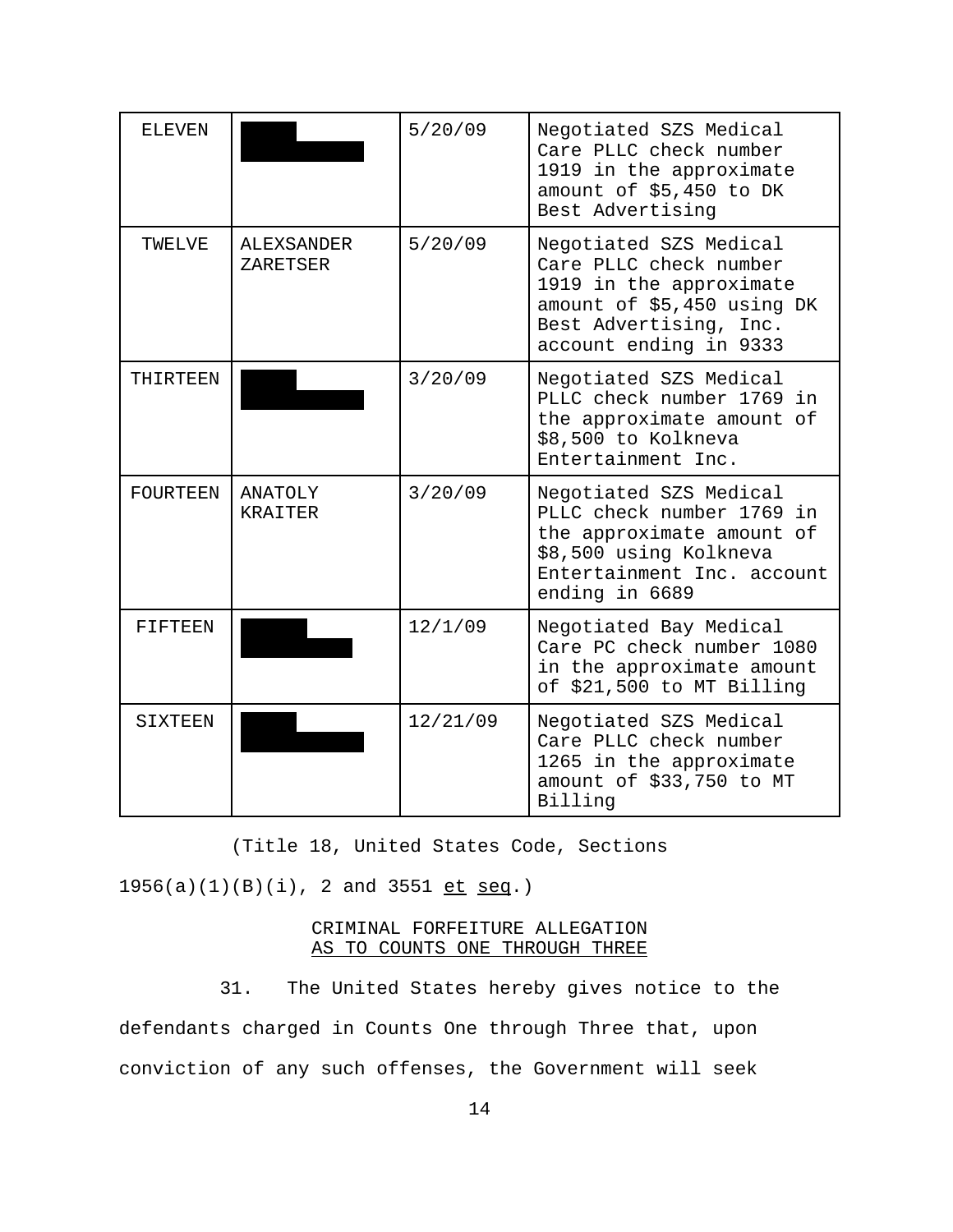| | | | |
|---|---|---|---|
| ELEVEN | [REDACTED] | 5/20/09 | Negotiated SZS Medical Care PLLC check number 1919 in the approximate amount of $5,450 to DK Best Advertising |
| TWELVE | ALEXSANDER ZARETSER | 5/20/09 | Negotiated SZS Medical Care PLLC check number 1919 in the approximate amount of $5,450 using DK Best Advertising, Inc. account ending in 9333 |
| THIRTEEN | [REDACTED] | 3/20/09 | Negotiated SZS Medical PLLC check number 1769 in the approximate amount of $8,500 to Kolkneva Entertainment Inc. |
| FOURTEEN | ANATOLY KRAITER | 3/20/09 | Negotiated SZS Medical PLLC check number 1769 in the approximate amount of $8,500 using Kolkneva Entertainment Inc. account ending in 6689 |
| FIFTEEN | [REDACTED] | 12/1/09 | Negotiated Bay Medical Care PC check number 1080 in the approximate amount of $21,500 to MT Billing |
| SIXTEEN | [REDACTED] | 12/21/09 | Negotiated SZS Medical Care PLLC check number 1265 in the approximate amount of $33,750 to MT Billing |

(Title 18, United States Code, Sections 1956(a)(1)(B)(i), 2 and 3551 et seq.)

CRIMINAL FORFEITURE ALLEGATION
AS TO COUNTS ONE THROUGH THREE

31. The United States hereby gives notice to the defendants charged in Counts One through Three that, upon conviction of any such offenses, the Government will seek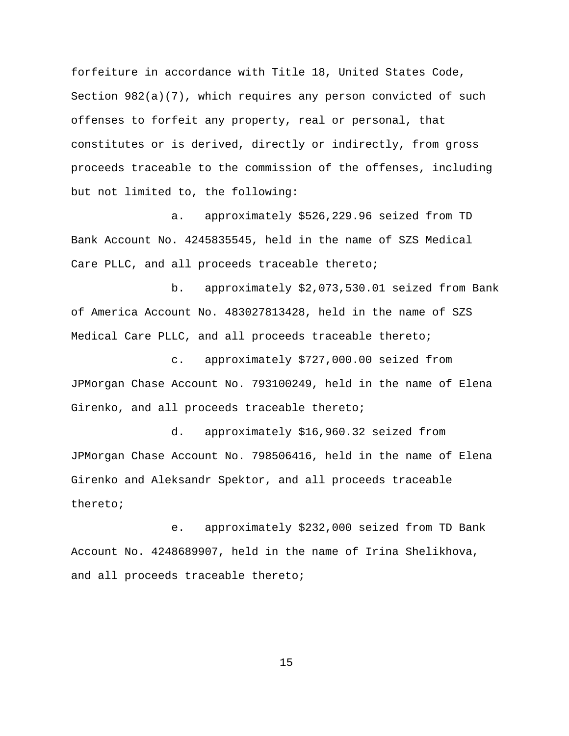forfeiture in accordance with Title 18, United States Code, Section 982(a)(7), which requires any person convicted of such offenses to forfeit any property, real or personal, that constitutes or is derived, directly or indirectly, from gross proceeds traceable to the commission of the offenses, including but not limited to, the following:

a. approximately $526,229.96 seized from TD Bank Account No. 4245835545, held in the name of SZS Medical Care PLLC, and all proceeds traceable thereto;

b. approximately $2,073,530.01 seized from Bank of America Account No. 483027813428, held in the name of SZS Medical Care PLLC, and all proceeds traceable thereto;

c. approximately $727,000.00 seized from JPMorgan Chase Account No. 793100249, held in the name of Elena Girenko, and all proceeds traceable thereto;

d. approximately $16,960.32 seized from JPMorgan Chase Account No. 798506416, held in the name of Elena Girenko and Aleksandr Spektor, and all proceeds traceable thereto;

e. approximately $232,000 seized from TD Bank Account No. 4248689907, held in the name of Irina Shelikhova, and all proceeds traceable thereto;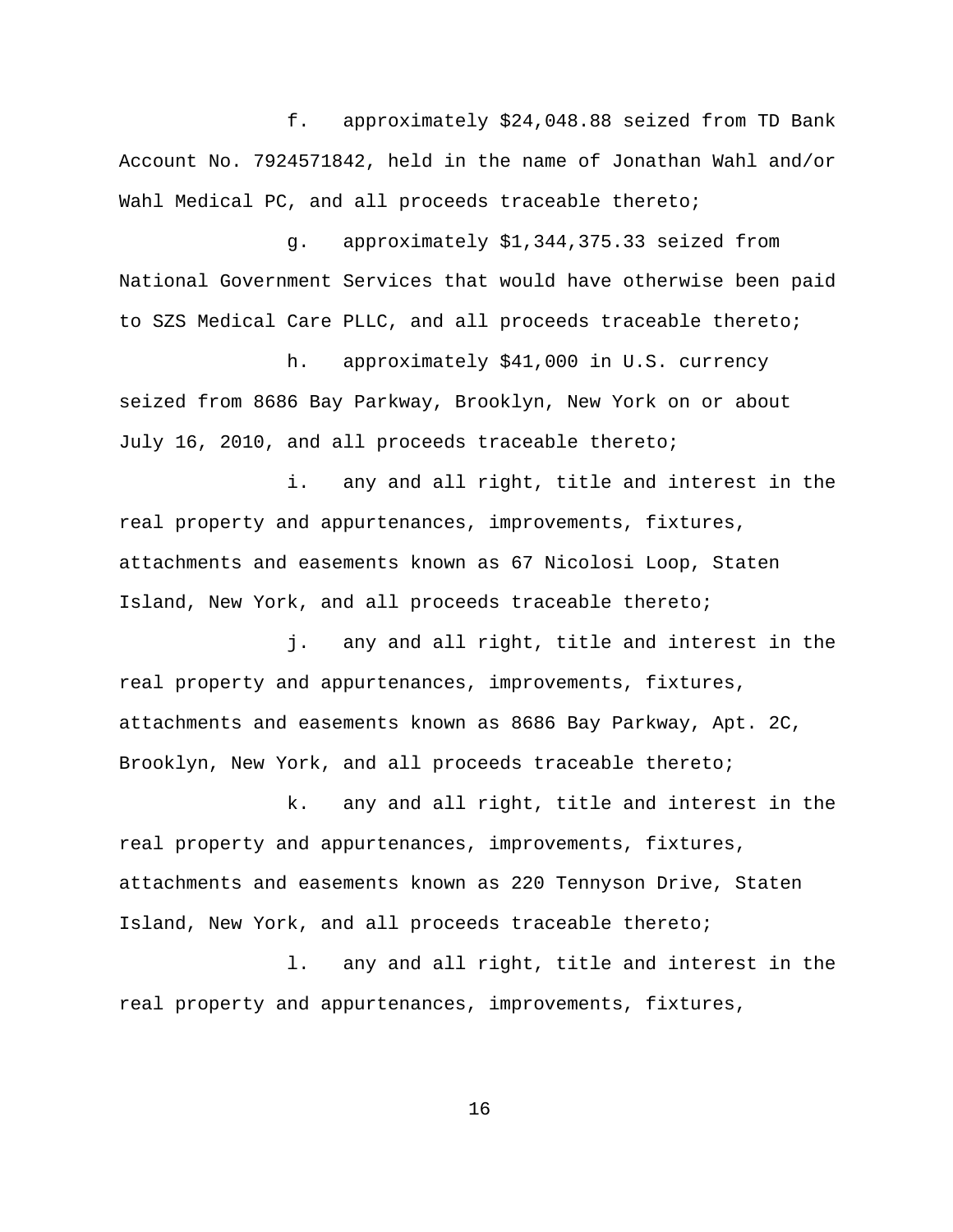f. approximately $24,048.88 seized from TD Bank Account No. 7924571842, held in the name of Jonathan Wahl and/or Wahl Medical PC, and all proceeds traceable thereto;

g. approximately $1,344,375.33 seized from National Government Services that would have otherwise been paid to SZS Medical Care PLLC, and all proceeds traceable thereto;

h. approximately $41,000 in U.S. currency seized from 8686 Bay Parkway, Brooklyn, New York on or about July 16, 2010, and all proceeds traceable thereto;

i. any and all right, title and interest in the real property and appurtenances, improvements, fixtures, attachments and easements known as 67 Nicolosi Loop, Staten Island, New York, and all proceeds traceable thereto;

j. any and all right, title and interest in the real property and appurtenances, improvements, fixtures, attachments and easements known as 8686 Bay Parkway, Apt. 2C, Brooklyn, New York, and all proceeds traceable thereto;

k. any and all right, title and interest in the real property and appurtenances, improvements, fixtures, attachments and easements known as 220 Tennyson Drive, Staten Island, New York, and all proceeds traceable thereto;

l. any and all right, title and interest in the real property and appurtenances, improvements, fixtures,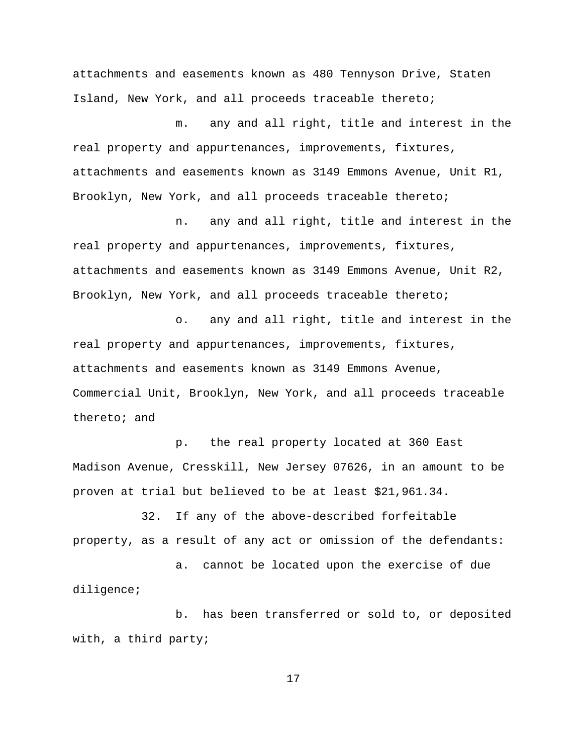attachments and easements known as 480 Tennyson Drive, Staten Island, New York, and all proceeds traceable thereto;

m. any and all right, title and interest in the real property and appurtenances, improvements, fixtures, attachments and easements known as 3149 Emmons Avenue, Unit R1, Brooklyn, New York, and all proceeds traceable thereto;

n. any and all right, title and interest in the real property and appurtenances, improvements, fixtures, attachments and easements known as 3149 Emmons Avenue, Unit R2, Brooklyn, New York, and all proceeds traceable thereto;

o. any and all right, title and interest in the real property and appurtenances, improvements, fixtures, attachments and easements known as 3149 Emmons Avenue, Commercial Unit, Brooklyn, New York, and all proceeds traceable thereto; and

p. the real property located at 360 East Madison Avenue, Cresskill, New Jersey 07626, in an amount to be proven at trial but believed to be at least $21,961.34.

32. If any of the above-described forfeitable property, as a result of any act or omission of the defendants:

a. cannot be located upon the exercise of due diligence;

b. has been transferred or sold to, or deposited with, a third party;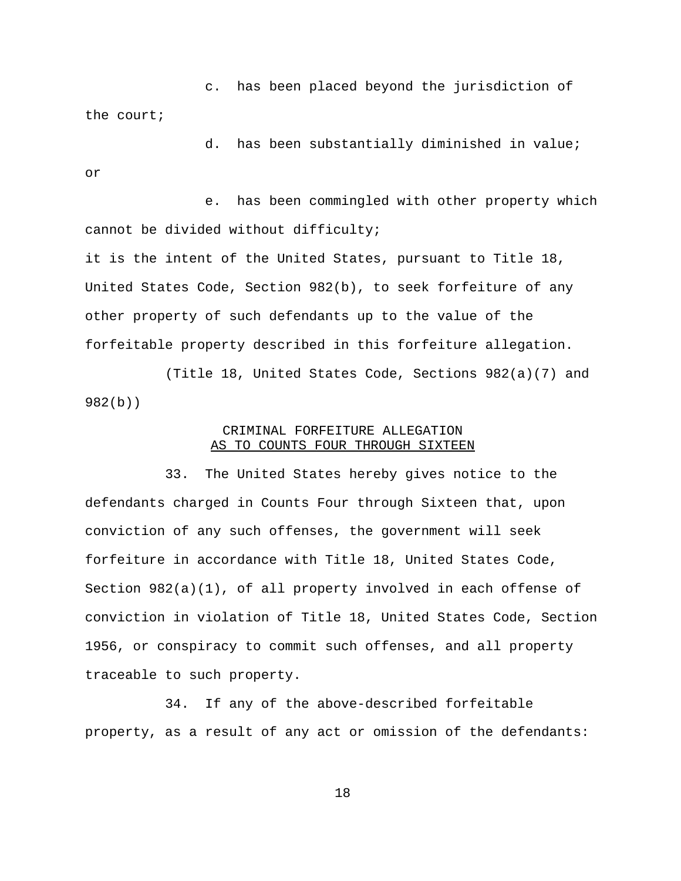c. has been placed beyond the jurisdiction of the court;

d. has been substantially diminished in value; or

e. has been commingled with other property which cannot be divided without difficulty;

it is the intent of the United States, pursuant to Title 18, United States Code, Section 982(b), to seek forfeiture of any other property of such defendants up to the value of the forfeitable property described in this forfeiture allegation.

(Title 18, United States Code, Sections 982(a)(7) and 982(b))

## CRIMINAL FORFEITURE ALLEGATION
## AS TO COUNTS FOUR THROUGH SIXTEEN

33. The United States hereby gives notice to the defendants charged in Counts Four through Sixteen that, upon conviction of any such offenses, the government will seek forfeiture in accordance with Title 18, United States Code, Section 982(a)(1), of all property involved in each offense of conviction in violation of Title 18, United States Code, Section 1956, or conspiracy to commit such offenses, and all property traceable to such property.

34. If any of the above-described forfeitable property, as a result of any act or omission of the defendants: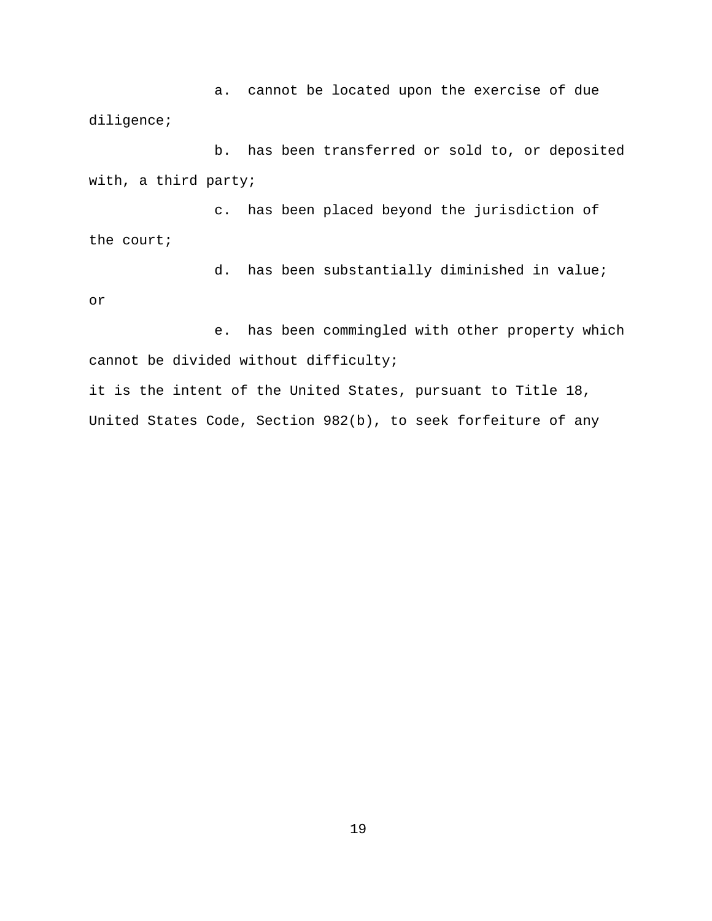a. cannot be located upon the exercise of due diligence;

b. has been transferred or sold to, or deposited with, a third party;

c. has been placed beyond the jurisdiction of the court;

d. has been substantially diminished in value; or

e. has been commingled with other property which cannot be divided without difficulty;

it is the intent of the United States, pursuant to Title 18, United States Code, Section 982(b), to seek forfeiture of any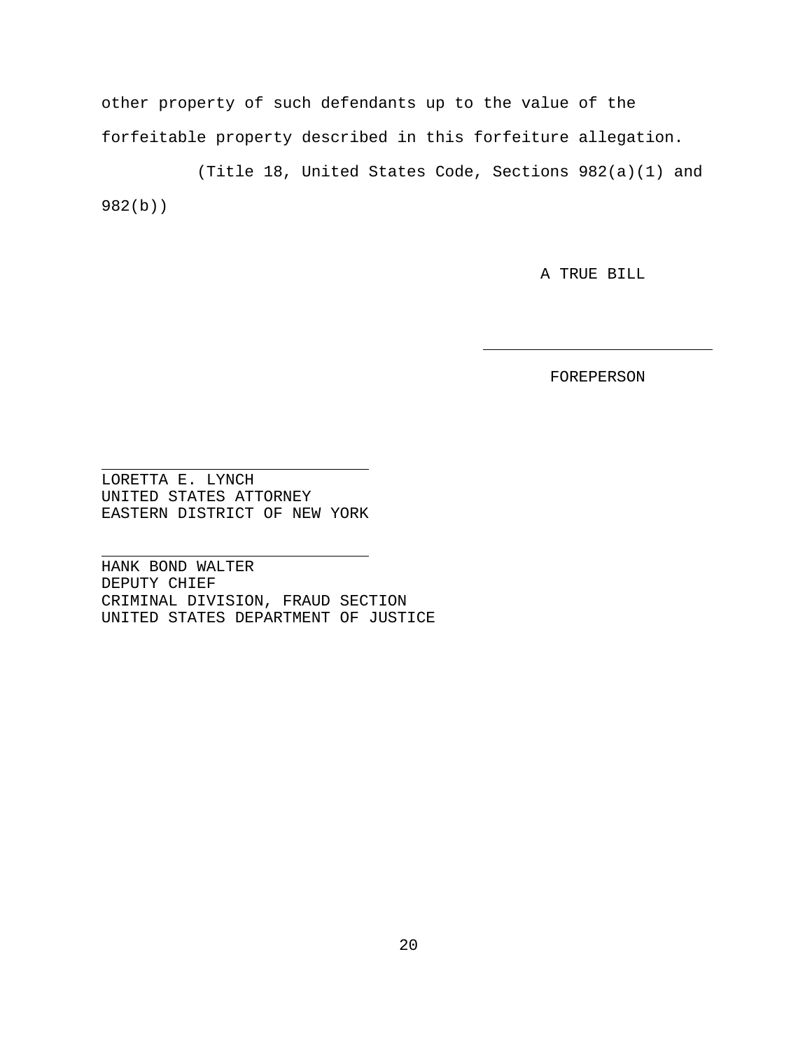other property of such defendants up to the value of the forfeitable property described in this forfeiture allegation.

(Title 18, United States Code, Sections 982(a)(1) and 982(b))

A TRUE BILL

\_\_\_\_\_\_\_\_\_\_\_\_\_\_\_\_\_\_\_\_\_\_\_\_\_\_\_\_

FOREPERSON

\_\_\_\_\_\_\_\_\_\_\_\_\_\_\_\_\_\_\_\_\_\_\_\_\_\_\_\_

LORETTA E. LYNCH
UNITED STATES ATTORNEY
EASTERN DISTRICT OF NEW YORK

\_\_\_\_\_\_\_\_\_\_\_\_\_\_\_\_\_\_\_\_\_\_\_\_\_\_\_\_

HANK BOND WALTER
DEPUTY CHIEF
CRIMINAL DIVISION, FRAUD SECTION
UNITED STATES DEPARTMENT OF JUSTICE